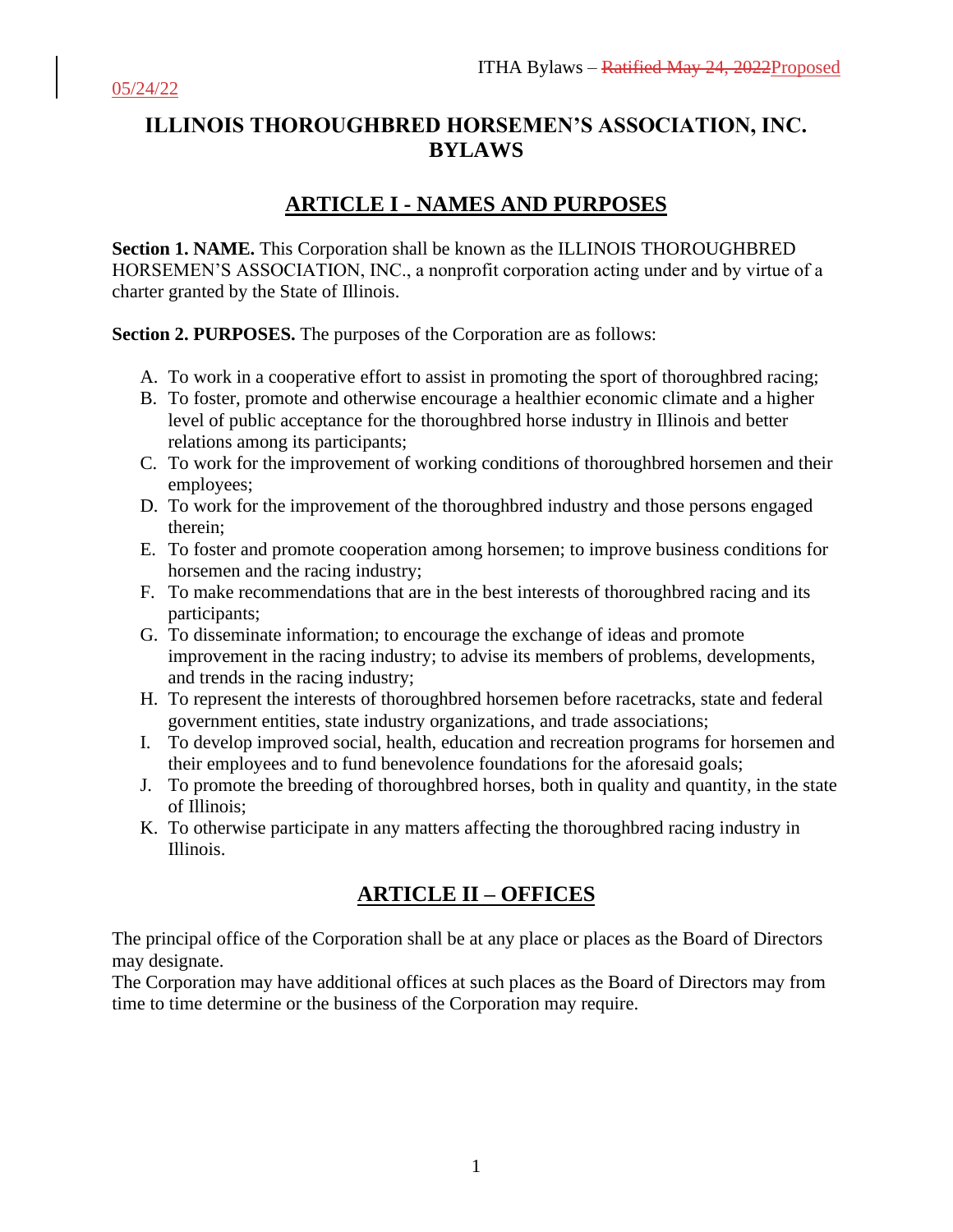# ILLINOIS THOROUGHBRED HORSEMEN'S ASSOCIATION, INC. BYLAWS

## ARTICLE I - NAMES AND PURPOSES

**Section 1. NAME.** This Corporation shall be known as the ILLINOIS THOROUGHBRED HORSEMEN'S ASSOCIATION, INC., a nonprofit corporation acting under and by virtue of a charter granted by the State of Illinois.

**Section 2. PURPOSES.** The purposes of the Corporation are as follows:

A. To work in a cooperative effort to assist in promoting the sport of thoroughbred racing;
B. To foster, promote and otherwise encourage a healthier economic climate and a higher level of public acceptance for the thoroughbred horse industry in Illinois and better relations among its participants;
C. To work for the improvement of working conditions of thoroughbred horsemen and their employees;
D. To work for the improvement of the thoroughbred industry and those persons engaged therein;
E. To foster and promote cooperation among horsemen; to improve business conditions for horsemen and the racing industry;
F. To make recommendations that are in the best interests of thoroughbred racing and its participants;
G. To disseminate information; to encourage the exchange of ideas and promote improvement in the racing industry; to advise its members of problems, developments, and trends in the racing industry;
H. To represent the interests of thoroughbred horsemen before racetracks, state and federal government entities, state industry organizations, and trade associations;
I. To develop improved social, health, education and recreation programs for horsemen and their employees and to fund benevolence foundations for the aforesaid goals;
J. To promote the breeding of thoroughbred horses, both in quality and quantity, in the state of Illinois;
K. To otherwise participate in any matters affecting the thoroughbred racing industry in Illinois.

## ARTICLE II – OFFICES

The principal office of the Corporation shall be at any place or places as the Board of Directors may designate.
The Corporation may have additional offices at such places as the Board of Directors may from time to time determine or the business of the Corporation may require.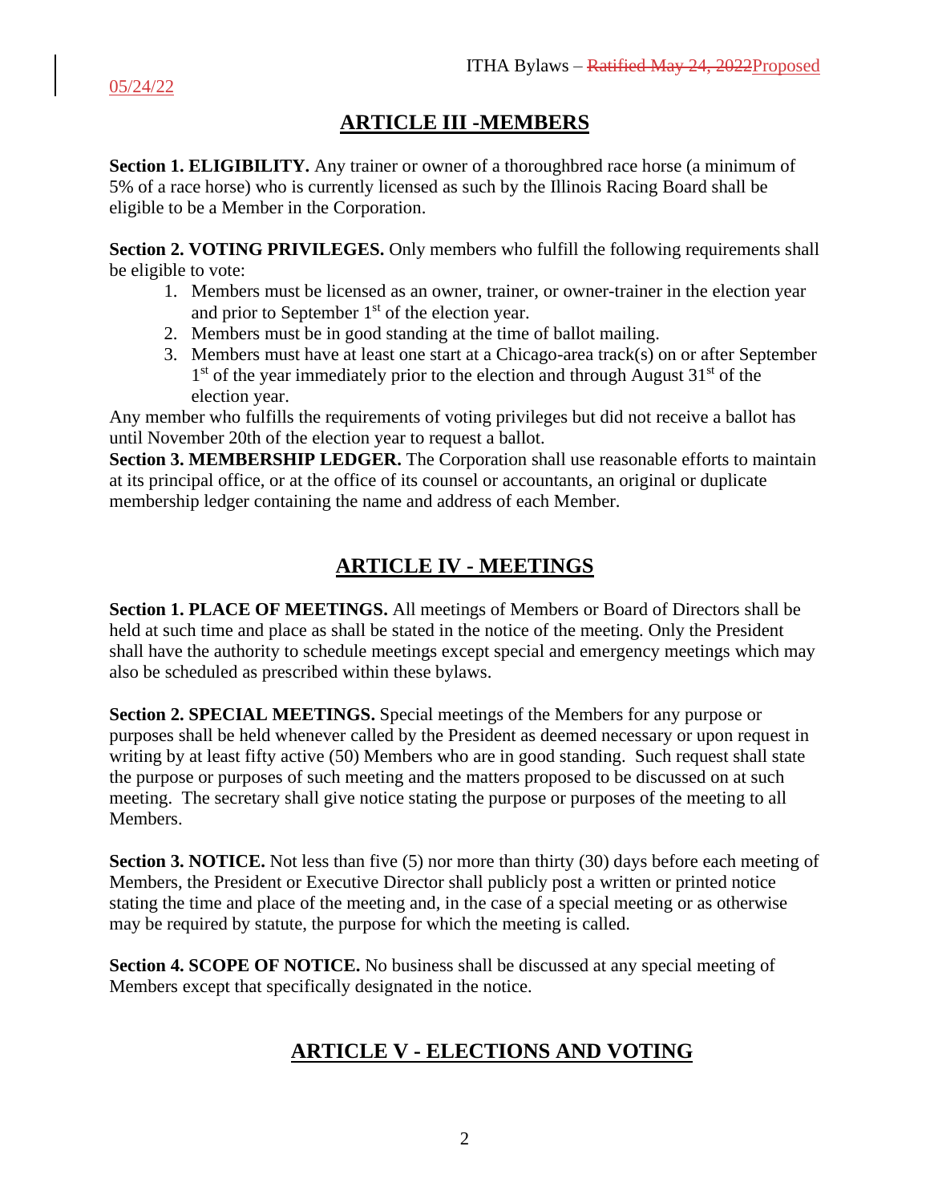## ARTICLE III -MEMBERS

**Section 1. ELIGIBILITY.** Any trainer or owner of a thoroughbred race horse (a minimum of 5% of a race horse) who is currently licensed as such by the Illinois Racing Board shall be eligible to be a Member in the Corporation.

**Section 2. VOTING PRIVILEGES.** Only members who fulfill the following requirements shall be eligible to vote:

1. Members must be licensed as an owner, trainer, or owner-trainer in the election year and prior to September 1st of the election year.
2. Members must be in good standing at the time of ballot mailing.
3. Members must have at least one start at a Chicago-area track(s) on or after September 1st of the year immediately prior to the election and through August 31st of the election year.

Any member who fulfills the requirements of voting privileges but did not receive a ballot has until November 20th of the election year to request a ballot.

**Section 3. MEMBERSHIP LEDGER.** The Corporation shall use reasonable efforts to maintain at its principal office, or at the office of its counsel or accountants, an original or duplicate membership ledger containing the name and address of each Member.

## ARTICLE IV - MEETINGS

**Section 1. PLACE OF MEETINGS.** All meetings of Members or Board of Directors shall be held at such time and place as shall be stated in the notice of the meeting. Only the President shall have the authority to schedule meetings except special and emergency meetings which may also be scheduled as prescribed within these bylaws.

**Section 2. SPECIAL MEETINGS.** Special meetings of the Members for any purpose or purposes shall be held whenever called by the President as deemed necessary or upon request in writing by at least fifty active (50) Members who are in good standing. Such request shall state the purpose or purposes of such meeting and the matters proposed to be discussed on at such meeting. The secretary shall give notice stating the purpose or purposes of the meeting to all Members.

**Section 3. NOTICE.** Not less than five (5) nor more than thirty (30) days before each meeting of Members, the President or Executive Director shall publicly post a written or printed notice stating the time and place of the meeting and, in the case of a special meeting or as otherwise may be required by statute, the purpose for which the meeting is called.

**Section 4. SCOPE OF NOTICE.** No business shall be discussed at any special meeting of Members except that specifically designated in the notice.

## ARTICLE V - ELECTIONS AND VOTING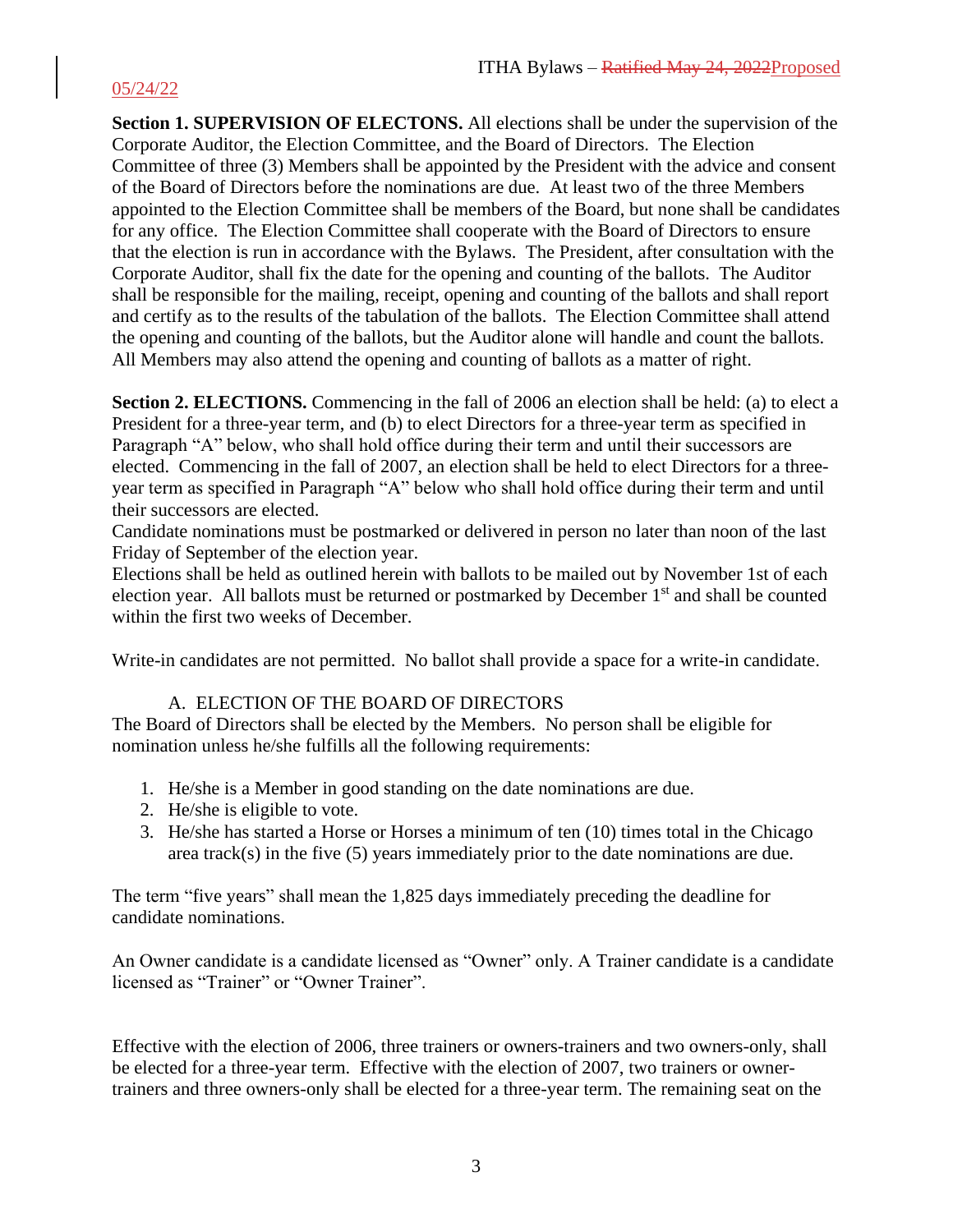**Section 1. SUPERVISION OF ELECTONS.** All elections shall be under the supervision of the Corporate Auditor, the Election Committee, and the Board of Directors. The Election Committee of three (3) Members shall be appointed by the President with the advice and consent of the Board of Directors before the nominations are due. At least two of the three Members appointed to the Election Committee shall be members of the Board, but none shall be candidates for any office. The Election Committee shall cooperate with the Board of Directors to ensure that the election is run in accordance with the Bylaws. The President, after consultation with the Corporate Auditor, shall fix the date for the opening and counting of the ballots. The Auditor shall be responsible for the mailing, receipt, opening and counting of the ballots and shall report and certify as to the results of the tabulation of the ballots. The Election Committee shall attend the opening and counting of the ballots, but the Auditor alone will handle and count the ballots. All Members may also attend the opening and counting of ballots as a matter of right.

**Section 2. ELECTIONS.** Commencing in the fall of 2006 an election shall be held: (a) to elect a President for a three-year term, and (b) to elect Directors for a three-year term as specified in Paragraph "A" below, who shall hold office during their term and until their successors are elected. Commencing in the fall of 2007, an election shall be held to elect Directors for a three-year term as specified in Paragraph "A" below who shall hold office during their term and until their successors are elected.

Candidate nominations must be postmarked or delivered in person no later than noon of the last Friday of September of the election year.

Elections shall be held as outlined herein with ballots to be mailed out by November 1st of each election year. All ballots must be returned or postmarked by December 1st and shall be counted within the first two weeks of December.

Write-in candidates are not permitted. No ballot shall provide a space for a write-in candidate.

A. ELECTION OF THE BOARD OF DIRECTORS

The Board of Directors shall be elected by the Members. No person shall be eligible for nomination unless he/she fulfills all the following requirements:

1. He/she is a Member in good standing on the date nominations are due.
2. He/she is eligible to vote.
3. He/she has started a Horse or Horses a minimum of ten (10) times total in the Chicago area track(s) in the five (5) years immediately prior to the date nominations are due.

The term "five years" shall mean the 1,825 days immediately preceding the deadline for candidate nominations.

An Owner candidate is a candidate licensed as "Owner" only. A Trainer candidate is a candidate licensed as "Trainer" or "Owner Trainer".

Effective with the election of 2006, three trainers or owners-trainers and two owners-only, shall be elected for a three-year term. Effective with the election of 2007, two trainers or owner-trainers and three owners-only shall be elected for a three-year term. The remaining seat on the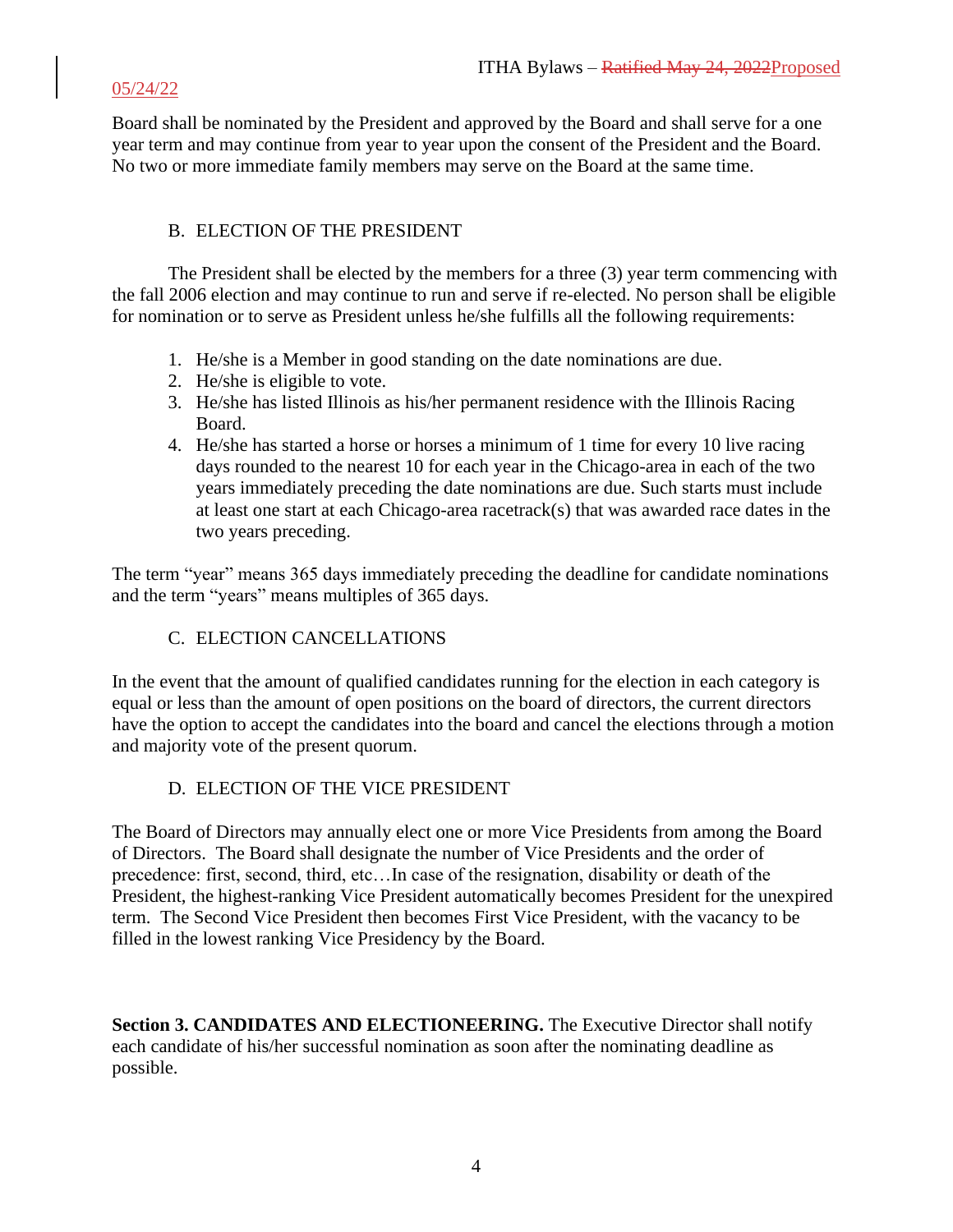Board shall be nominated by the President and approved by the Board and shall serve for a one year term and may continue from year to year upon the consent of the President and the Board. No two or more immediate family members may serve on the Board at the same time.

B. ELECTION OF THE PRESIDENT

The President shall be elected by the members for a three (3) year term commencing with the fall 2006 election and may continue to run and serve if re-elected. No person shall be eligible for nomination or to serve as President unless he/she fulfills all the following requirements:

1. He/she is a Member in good standing on the date nominations are due.
2. He/she is eligible to vote.
3. He/she has listed Illinois as his/her permanent residence with the Illinois Racing Board.
4. He/she has started a horse or horses a minimum of 1 time for every 10 live racing days rounded to the nearest 10 for each year in the Chicago-area in each of the two years immediately preceding the date nominations are due. Such starts must include at least one start at each Chicago-area racetrack(s) that was awarded race dates in the two years preceding.

The term "year" means 365 days immediately preceding the deadline for candidate nominations and the term "years" means multiples of 365 days.

C. ELECTION CANCELLATIONS

In the event that the amount of qualified candidates running for the election in each category is equal or less than the amount of open positions on the board of directors, the current directors have the option to accept the candidates into the board and cancel the elections through a motion and majority vote of the present quorum.

D. ELECTION OF THE VICE PRESIDENT

The Board of Directors may annually elect one or more Vice Presidents from among the Board of Directors. The Board shall designate the number of Vice Presidents and the order of precedence: first, second, third, etc…In case of the resignation, disability or death of the President, the highest-ranking Vice President automatically becomes President for the unexpired term. The Second Vice President then becomes First Vice President, with the vacancy to be filled in the lowest ranking Vice Presidency by the Board.

**Section 3. CANDIDATES AND ELECTIONEERING.** The Executive Director shall notify each candidate of his/her successful nomination as soon after the nominating deadline as possible.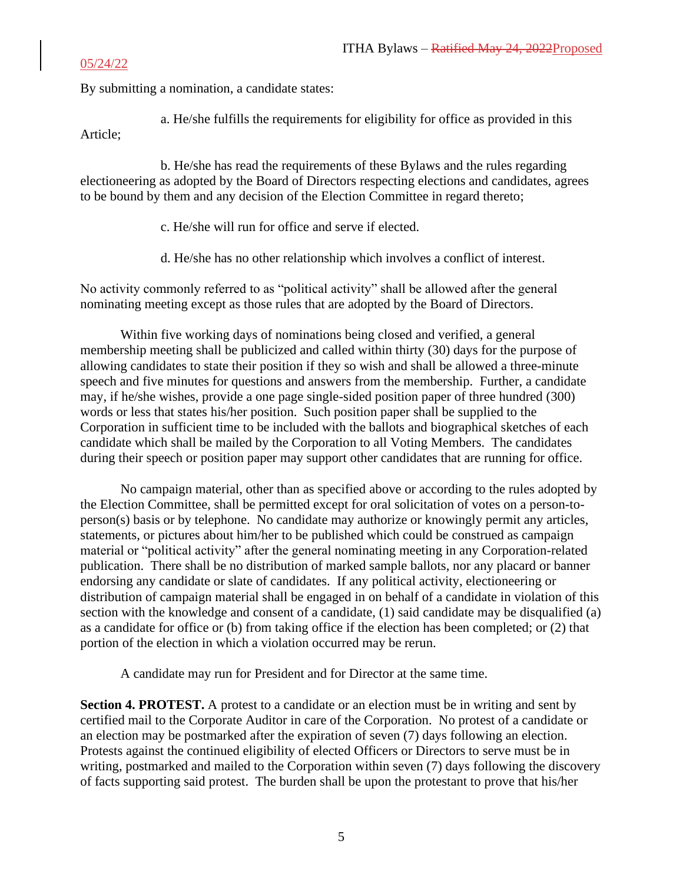By submitting a nomination, a candidate states:

a. He/she fulfills the requirements for eligibility for office as provided in this Article;

b. He/she has read the requirements of these Bylaws and the rules regarding electioneering as adopted by the Board of Directors respecting elections and candidates, agrees to be bound by them and any decision of the Election Committee in regard thereto;

c. He/she will run for office and serve if elected.

d. He/she has no other relationship which involves a conflict of interest.

No activity commonly referred to as "political activity" shall be allowed after the general nominating meeting except as those rules that are adopted by the Board of Directors.

Within five working days of nominations being closed and verified, a general membership meeting shall be publicized and called within thirty (30) days for the purpose of allowing candidates to state their position if they so wish and shall be allowed a three-minute speech and five minutes for questions and answers from the membership. Further, a candidate may, if he/she wishes, provide a one page single-sided position paper of three hundred (300) words or less that states his/her position. Such position paper shall be supplied to the Corporation in sufficient time to be included with the ballots and biographical sketches of each candidate which shall be mailed by the Corporation to all Voting Members. The candidates during their speech or position paper may support other candidates that are running for office.

No campaign material, other than as specified above or according to the rules adopted by the Election Committee, shall be permitted except for oral solicitation of votes on a person-to-person(s) basis or by telephone. No candidate may authorize or knowingly permit any articles, statements, or pictures about him/her to be published which could be construed as campaign material or "political activity" after the general nominating meeting in any Corporation-related publication. There shall be no distribution of marked sample ballots, nor any placard or banner endorsing any candidate or slate of candidates. If any political activity, electioneering or distribution of campaign material shall be engaged in on behalf of a candidate in violation of this section with the knowledge and consent of a candidate, (1) said candidate may be disqualified (a) as a candidate for office or (b) from taking office if the election has been completed; or (2) that portion of the election in which a violation occurred may be rerun.

A candidate may run for President and for Director at the same time.

**Section 4. PROTEST.** A protest to a candidate or an election must be in writing and sent by certified mail to the Corporate Auditor in care of the Corporation. No protest of a candidate or an election may be postmarked after the expiration of seven (7) days following an election. Protests against the continued eligibility of elected Officers or Directors to serve must be in writing, postmarked and mailed to the Corporation within seven (7) days following the discovery of facts supporting said protest. The burden shall be upon the protestant to prove that his/her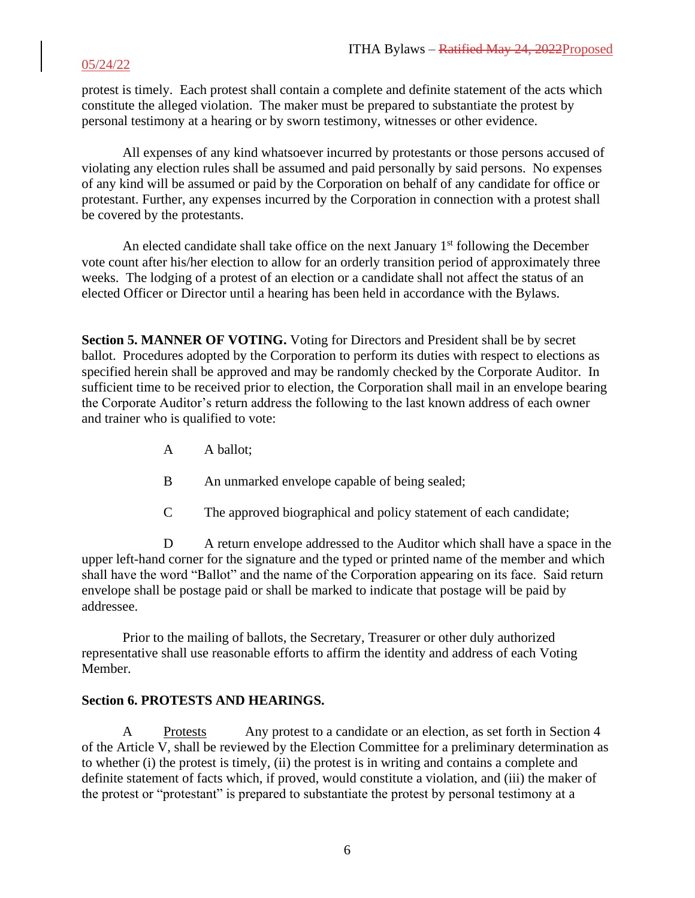protest is timely. Each protest shall contain a complete and definite statement of the acts which constitute the alleged violation. The maker must be prepared to substantiate the protest by personal testimony at a hearing or by sworn testimony, witnesses or other evidence.

All expenses of any kind whatsoever incurred by protestants or those persons accused of violating any election rules shall be assumed and paid personally by said persons. No expenses of any kind will be assumed or paid by the Corporation on behalf of any candidate for office or protestant. Further, any expenses incurred by the Corporation in connection with a protest shall be covered by the protestants.

An elected candidate shall take office on the next January 1st following the December vote count after his/her election to allow for an orderly transition period of approximately three weeks. The lodging of a protest of an election or a candidate shall not affect the status of an elected Officer or Director until a hearing has been held in accordance with the Bylaws.

**Section 5. MANNER OF VOTING.** Voting for Directors and President shall be by secret ballot. Procedures adopted by the Corporation to perform its duties with respect to elections as specified herein shall be approved and may be randomly checked by the Corporate Auditor. In sufficient time to be received prior to election, the Corporation shall mail in an envelope bearing the Corporate Auditor's return address the following to the last known address of each owner and trainer who is qualified to vote:

A A ballot;

B An unmarked envelope capable of being sealed;

C The approved biographical and policy statement of each candidate;

D A return envelope addressed to the Auditor which shall have a space in the upper left-hand corner for the signature and the typed or printed name of the member and which shall have the word "Ballot" and the name of the Corporation appearing on its face. Said return envelope shall be postage paid or shall be marked to indicate that postage will be paid by addressee.

Prior to the mailing of ballots, the Secretary, Treasurer or other duly authorized representative shall use reasonable efforts to affirm the identity and address of each Voting Member.

**Section 6. PROTESTS AND HEARINGS.**

A Protests Any protest to a candidate or an election, as set forth in Section 4 of the Article V, shall be reviewed by the Election Committee for a preliminary determination as to whether (i) the protest is timely, (ii) the protest is in writing and contains a complete and definite statement of facts which, if proved, would constitute a violation, and (iii) the maker of the protest or "protestant" is prepared to substantiate the protest by personal testimony at a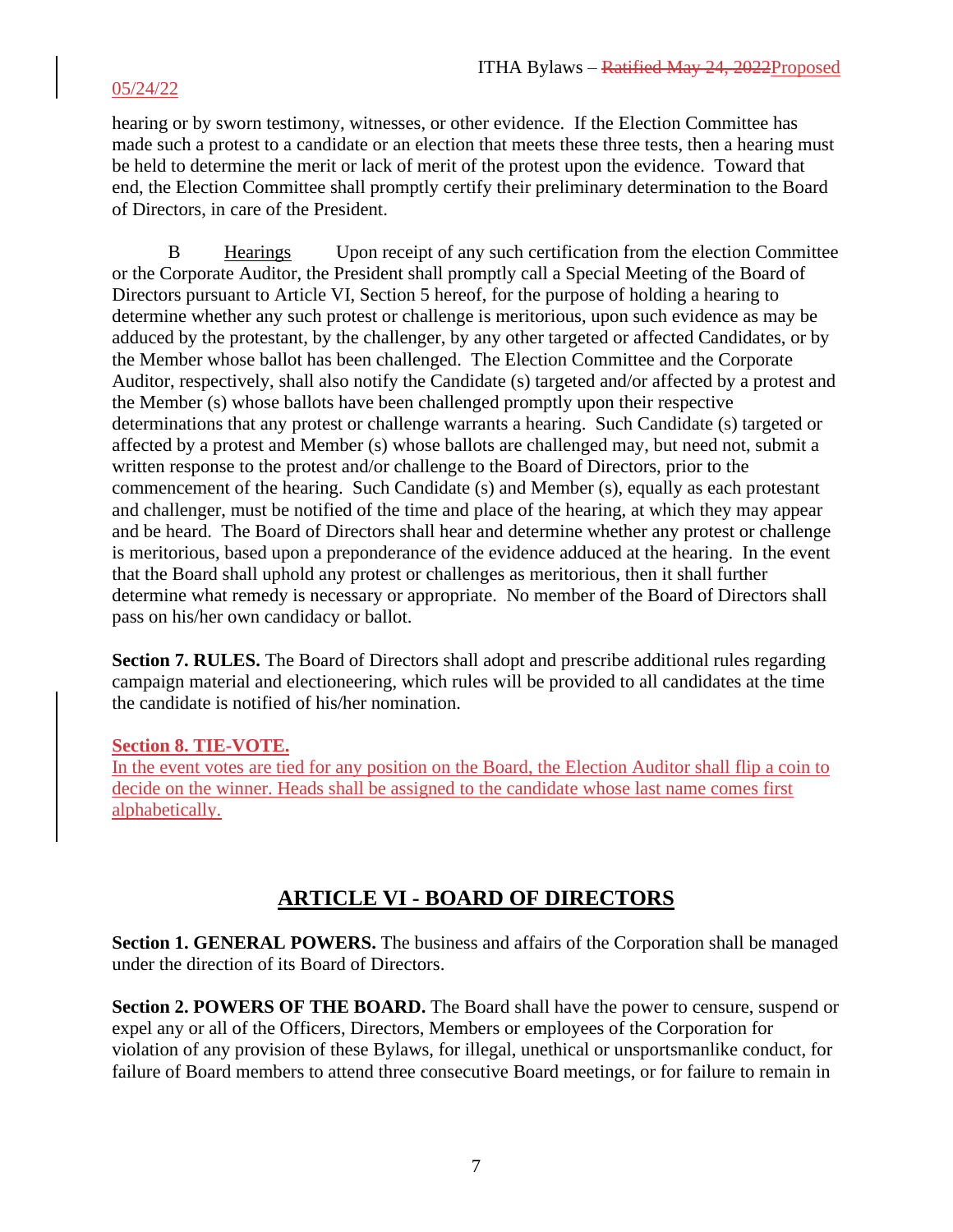hearing or by sworn testimony, witnesses, or other evidence. If the Election Committee has made such a protest to a candidate or an election that meets these three tests, then a hearing must be held to determine the merit or lack of merit of the protest upon the evidence. Toward that end, the Election Committee shall promptly certify their preliminary determination to the Board of Directors, in care of the President.

B Hearings Upon receipt of any such certification from the election Committee or the Corporate Auditor, the President shall promptly call a Special Meeting of the Board of Directors pursuant to Article VI, Section 5 hereof, for the purpose of holding a hearing to determine whether any such protest or challenge is meritorious, upon such evidence as may be adduced by the protestant, by the challenger, by any other targeted or affected Candidates, or by the Member whose ballot has been challenged. The Election Committee and the Corporate Auditor, respectively, shall also notify the Candidate (s) targeted and/or affected by a protest and the Member (s) whose ballots have been challenged promptly upon their respective determinations that any protest or challenge warrants a hearing. Such Candidate (s) targeted or affected by a protest and Member (s) whose ballots are challenged may, but need not, submit a written response to the protest and/or challenge to the Board of Directors, prior to the commencement of the hearing. Such Candidate (s) and Member (s), equally as each protestant and challenger, must be notified of the time and place of the hearing, at which they may appear and be heard. The Board of Directors shall hear and determine whether any protest or challenge is meritorious, based upon a preponderance of the evidence adduced at the hearing. In the event that the Board shall uphold any protest or challenges as meritorious, then it shall further determine what remedy is necessary or appropriate. No member of the Board of Directors shall pass on his/her own candidacy or ballot.

**Section 7. RULES.** The Board of Directors shall adopt and prescribe additional rules regarding campaign material and electioneering, which rules will be provided to all candidates at the time the candidate is notified of his/her nomination.

**Section 8. TIE-VOTE.**

In the event votes are tied for any position on the Board, the Election Auditor shall flip a coin to decide on the winner. Heads shall be assigned to the candidate whose last name comes first alphabetically.

## ARTICLE VI - BOARD OF DIRECTORS

**Section 1. GENERAL POWERS.** The business and affairs of the Corporation shall be managed under the direction of its Board of Directors.

**Section 2. POWERS OF THE BOARD.** The Board shall have the power to censure, suspend or expel any or all of the Officers, Directors, Members or employees of the Corporation for violation of any provision of these Bylaws, for illegal, unethical or unsportsmanlike conduct, for failure of Board members to attend three consecutive Board meetings, or for failure to remain in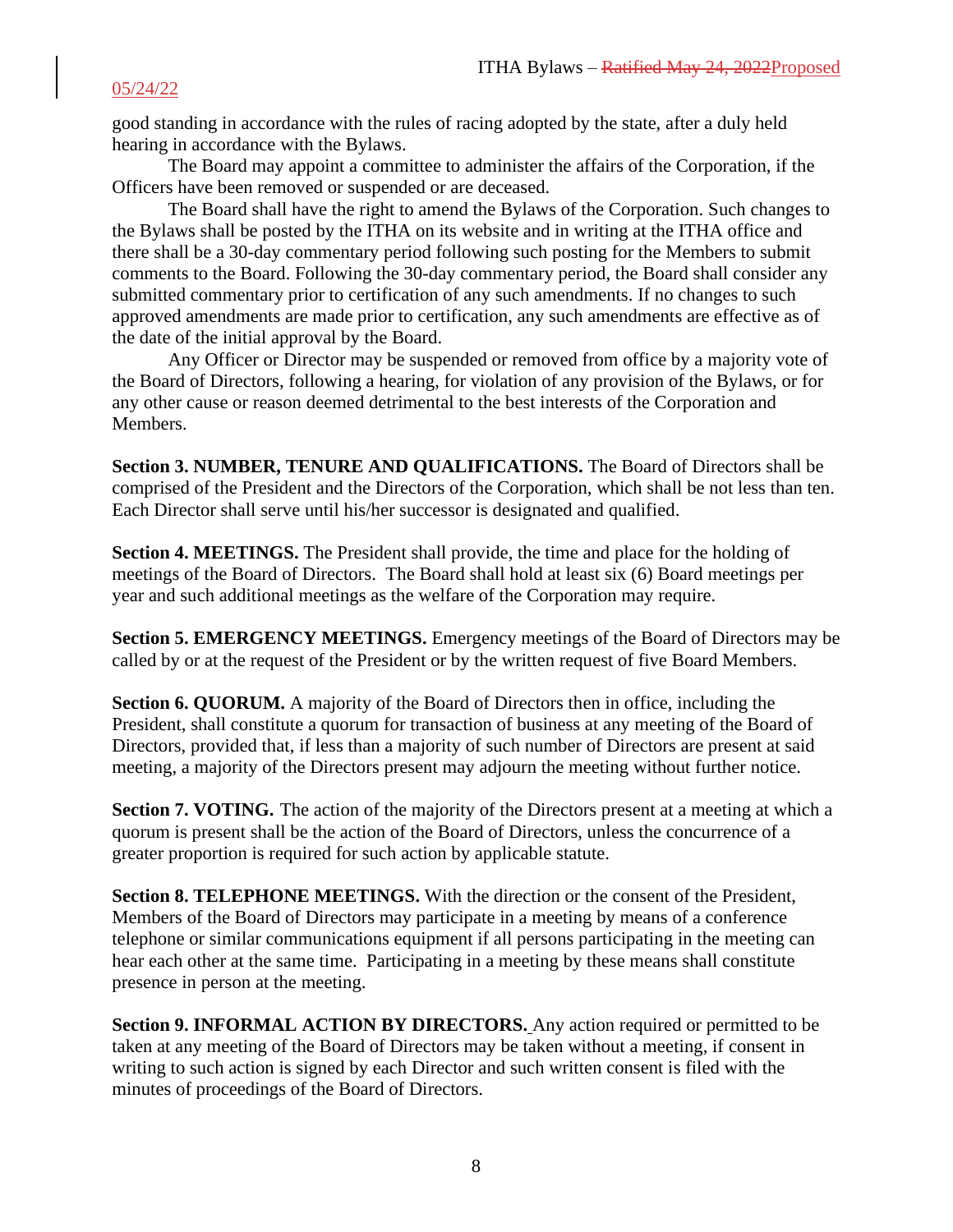good standing in accordance with the rules of racing adopted by the state, after a duly held hearing in accordance with the Bylaws.

The Board may appoint a committee to administer the affairs of the Corporation, if the Officers have been removed or suspended or are deceased.

The Board shall have the right to amend the Bylaws of the Corporation. Such changes to the Bylaws shall be posted by the ITHA on its website and in writing at the ITHA office and there shall be a 30-day commentary period following such posting for the Members to submit comments to the Board. Following the 30-day commentary period, the Board shall consider any submitted commentary prior to certification of any such amendments. If no changes to such approved amendments are made prior to certification, any such amendments are effective as of the date of the initial approval by the Board.

Any Officer or Director may be suspended or removed from office by a majority vote of the Board of Directors, following a hearing, for violation of any provision of the Bylaws, or for any other cause or reason deemed detrimental to the best interests of the Corporation and Members.

**Section 3. NUMBER, TENURE AND QUALIFICATIONS.** The Board of Directors shall be comprised of the President and the Directors of the Corporation, which shall be not less than ten. Each Director shall serve until his/her successor is designated and qualified.

**Section 4. MEETINGS.** The President shall provide, the time and place for the holding of meetings of the Board of Directors. The Board shall hold at least six (6) Board meetings per year and such additional meetings as the welfare of the Corporation may require.

**Section 5. EMERGENCY MEETINGS.** Emergency meetings of the Board of Directors may be called by or at the request of the President or by the written request of five Board Members.

**Section 6. QUORUM.** A majority of the Board of Directors then in office, including the President, shall constitute a quorum for transaction of business at any meeting of the Board of Directors, provided that, if less than a majority of such number of Directors are present at said meeting, a majority of the Directors present may adjourn the meeting without further notice.

**Section 7. VOTING.** The action of the majority of the Directors present at a meeting at which a quorum is present shall be the action of the Board of Directors, unless the concurrence of a greater proportion is required for such action by applicable statute.

**Section 8. TELEPHONE MEETINGS.** With the direction or the consent of the President, Members of the Board of Directors may participate in a meeting by means of a conference telephone or similar communications equipment if all persons participating in the meeting can hear each other at the same time. Participating in a meeting by these means shall constitute presence in person at the meeting.

**Section 9. INFORMAL ACTION BY DIRECTORS.** Any action required or permitted to be taken at any meeting of the Board of Directors may be taken without a meeting, if consent in writing to such action is signed by each Director and such written consent is filed with the minutes of proceedings of the Board of Directors.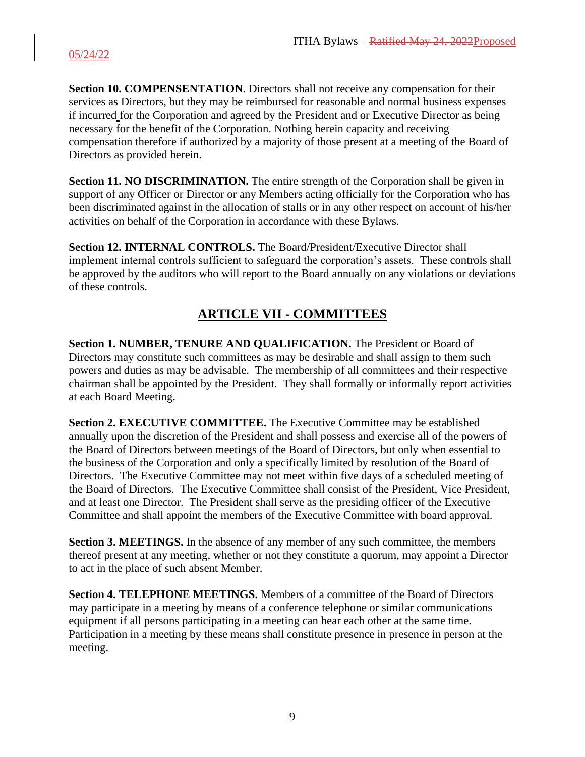**Section 10. COMPENSENTATION**. Directors shall not receive any compensation for their services as Directors, but they may be reimbursed for reasonable and normal business expenses if incurred for the Corporation and agreed by the President and or Executive Director as being necessary for the benefit of the Corporation. Nothing herein capacity and receiving compensation therefore if authorized by a majority of those present at a meeting of the Board of Directors as provided herein.

**Section 11. NO DISCRIMINATION.** The entire strength of the Corporation shall be given in support of any Officer or Director or any Members acting officially for the Corporation who has been discriminated against in the allocation of stalls or in any other respect on account of his/her activities on behalf of the Corporation in accordance with these Bylaws.

**Section 12. INTERNAL CONTROLS.** The Board/President/Executive Director shall implement internal controls sufficient to safeguard the corporation's assets. These controls shall be approved by the auditors who will report to the Board annually on any violations or deviations of these controls.

## ARTICLE VII - COMMITTEES

**Section 1. NUMBER, TENURE AND QUALIFICATION.** The President or Board of Directors may constitute such committees as may be desirable and shall assign to them such powers and duties as may be advisable. The membership of all committees and their respective chairman shall be appointed by the President. They shall formally or informally report activities at each Board Meeting.

**Section 2. EXECUTIVE COMMITTEE.** The Executive Committee may be established annually upon the discretion of the President and shall possess and exercise all of the powers of the Board of Directors between meetings of the Board of Directors, but only when essential to the business of the Corporation and only a specifically limited by resolution of the Board of Directors. The Executive Committee may not meet within five days of a scheduled meeting of the Board of Directors. The Executive Committee shall consist of the President, Vice President, and at least one Director. The President shall serve as the presiding officer of the Executive Committee and shall appoint the members of the Executive Committee with board approval.

**Section 3. MEETINGS.** In the absence of any member of any such committee, the members thereof present at any meeting, whether or not they constitute a quorum, may appoint a Director to act in the place of such absent Member.

**Section 4. TELEPHONE MEETINGS.** Members of a committee of the Board of Directors may participate in a meeting by means of a conference telephone or similar communications equipment if all persons participating in a meeting can hear each other at the same time. Participation in a meeting by these means shall constitute presence in presence in person at the meeting.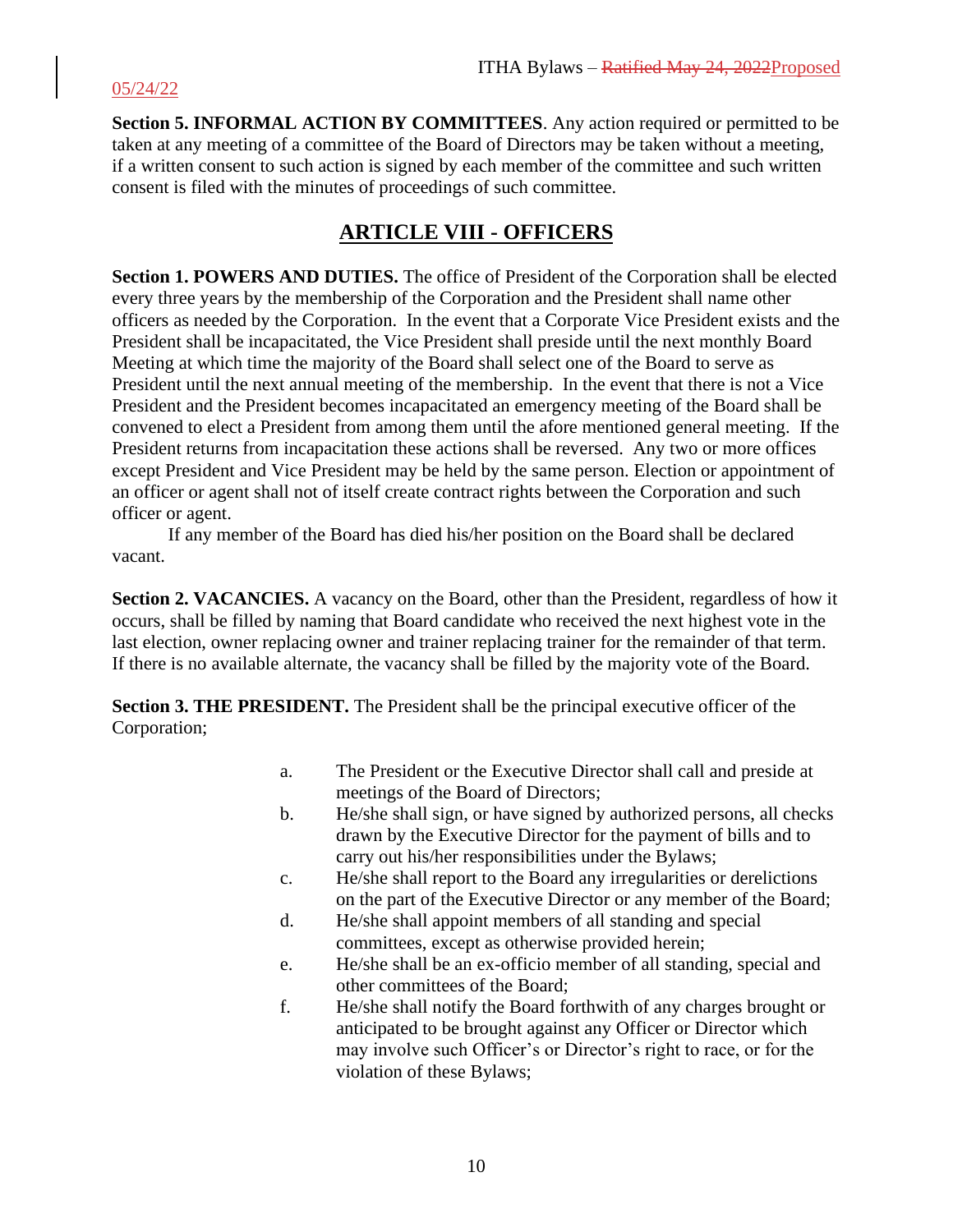**Section 5. INFORMAL ACTION BY COMMITTEES**. Any action required or permitted to be taken at any meeting of a committee of the Board of Directors may be taken without a meeting, if a written consent to such action is signed by each member of the committee and such written consent is filed with the minutes of proceedings of such committee.

## ARTICLE VIII - OFFICERS

**Section 1. POWERS AND DUTIES.** The office of President of the Corporation shall be elected every three years by the membership of the Corporation and the President shall name other officers as needed by the Corporation. In the event that a Corporate Vice President exists and the President shall be incapacitated, the Vice President shall preside until the next monthly Board Meeting at which time the majority of the Board shall select one of the Board to serve as President until the next annual meeting of the membership. In the event that there is not a Vice President and the President becomes incapacitated an emergency meeting of the Board shall be convened to elect a President from among them until the afore mentioned general meeting. If the President returns from incapacitation these actions shall be reversed. Any two or more offices except President and Vice President may be held by the same person. Election or appointment of an officer or agent shall not of itself create contract rights between the Corporation and such officer or agent.

If any member of the Board has died his/her position on the Board shall be declared vacant.

**Section 2. VACANCIES.** A vacancy on the Board, other than the President, regardless of how it occurs, shall be filled by naming that Board candidate who received the next highest vote in the last election, owner replacing owner and trainer replacing trainer for the remainder of that term. If there is no available alternate, the vacancy shall be filled by the majority vote of the Board.

**Section 3. THE PRESIDENT.** The President shall be the principal executive officer of the Corporation;

a. The President or the Executive Director shall call and preside at meetings of the Board of Directors;

b. He/she shall sign, or have signed by authorized persons, all checks drawn by the Executive Director for the payment of bills and to carry out his/her responsibilities under the Bylaws;

c. He/she shall report to the Board any irregularities or derelictions on the part of the Executive Director or any member of the Board;

d. He/she shall appoint members of all standing and special committees, except as otherwise provided herein;

e. He/she shall be an ex-officio member of all standing, special and other committees of the Board;

f. He/she shall notify the Board forthwith of any charges brought or anticipated to be brought against any Officer or Director which may involve such Officer's or Director's right to race, or for the violation of these Bylaws;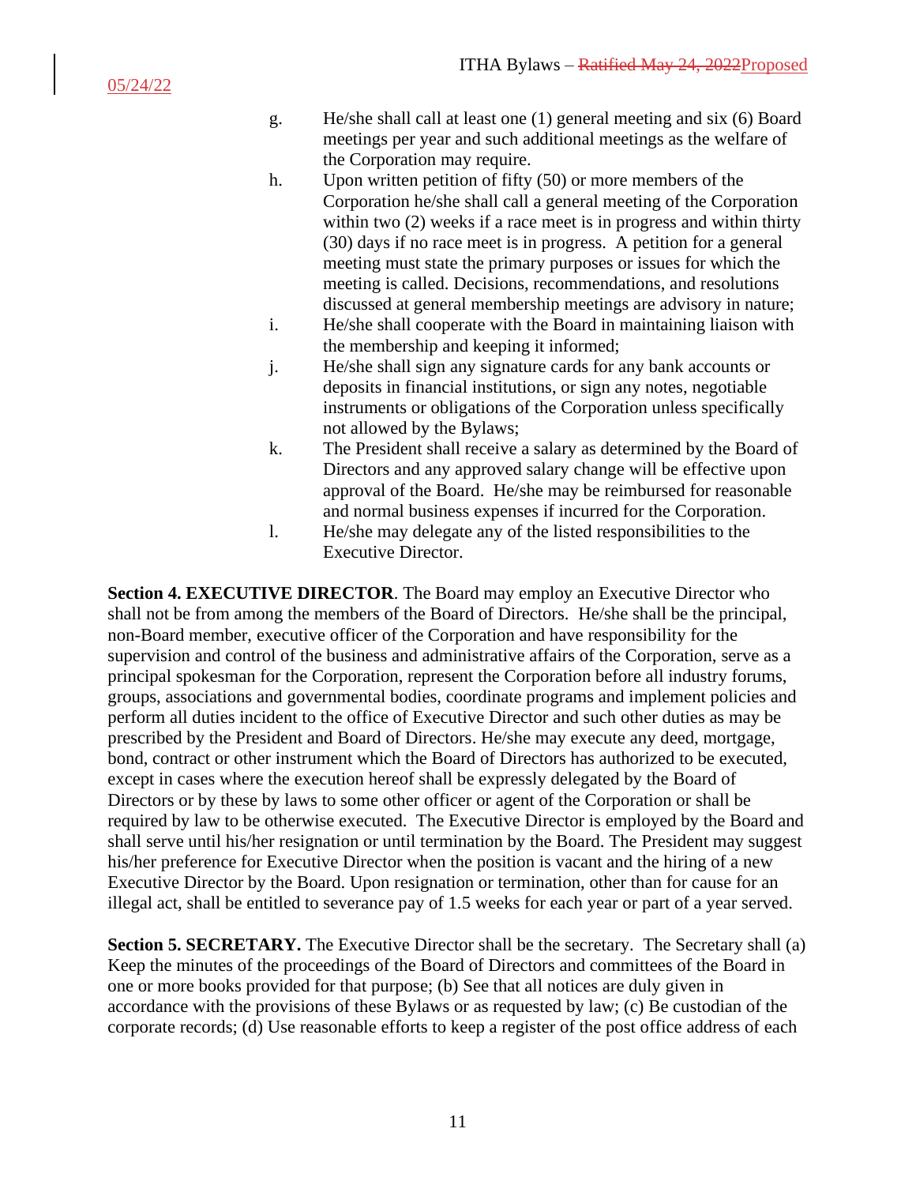g. He/she shall call at least one (1) general meeting and six (6) Board meetings per year and such additional meetings as the welfare of the Corporation may require.

h. Upon written petition of fifty (50) or more members of the Corporation he/she shall call a general meeting of the Corporation within two (2) weeks if a race meet is in progress and within thirty (30) days if no race meet is in progress. A petition for a general meeting must state the primary purposes or issues for which the meeting is called. Decisions, recommendations, and resolutions discussed at general membership meetings are advisory in nature;

i. He/she shall cooperate with the Board in maintaining liaison with the membership and keeping it informed;

j. He/she shall sign any signature cards for any bank accounts or deposits in financial institutions, or sign any notes, negotiable instruments or obligations of the Corporation unless specifically not allowed by the Bylaws;

k. The President shall receive a salary as determined by the Board of Directors and any approved salary change will be effective upon approval of the Board. He/she may be reimbursed for reasonable and normal business expenses if incurred for the Corporation.

l. He/she may delegate any of the listed responsibilities to the Executive Director.

**Section 4. EXECUTIVE DIRECTOR**. The Board may employ an Executive Director who shall not be from among the members of the Board of Directors. He/she shall be the principal, non-Board member, executive officer of the Corporation and have responsibility for the supervision and control of the business and administrative affairs of the Corporation, serve as a principal spokesman for the Corporation, represent the Corporation before all industry forums, groups, associations and governmental bodies, coordinate programs and implement policies and perform all duties incident to the office of Executive Director and such other duties as may be prescribed by the President and Board of Directors. He/she may execute any deed, mortgage, bond, contract or other instrument which the Board of Directors has authorized to be executed, except in cases where the execution hereof shall be expressly delegated by the Board of Directors or by these by laws to some other officer or agent of the Corporation or shall be required by law to be otherwise executed. The Executive Director is employed by the Board and shall serve until his/her resignation or until termination by the Board. The President may suggest his/her preference for Executive Director when the position is vacant and the hiring of a new Executive Director by the Board. Upon resignation or termination, other than for cause for an illegal act, shall be entitled to severance pay of 1.5 weeks for each year or part of a year served.

**Section 5. SECRETARY.** The Executive Director shall be the secretary. The Secretary shall (a) Keep the minutes of the proceedings of the Board of Directors and committees of the Board in one or more books provided for that purpose; (b) See that all notices are duly given in accordance with the provisions of these Bylaws or as requested by law; (c) Be custodian of the corporate records; (d) Use reasonable efforts to keep a register of the post office address of each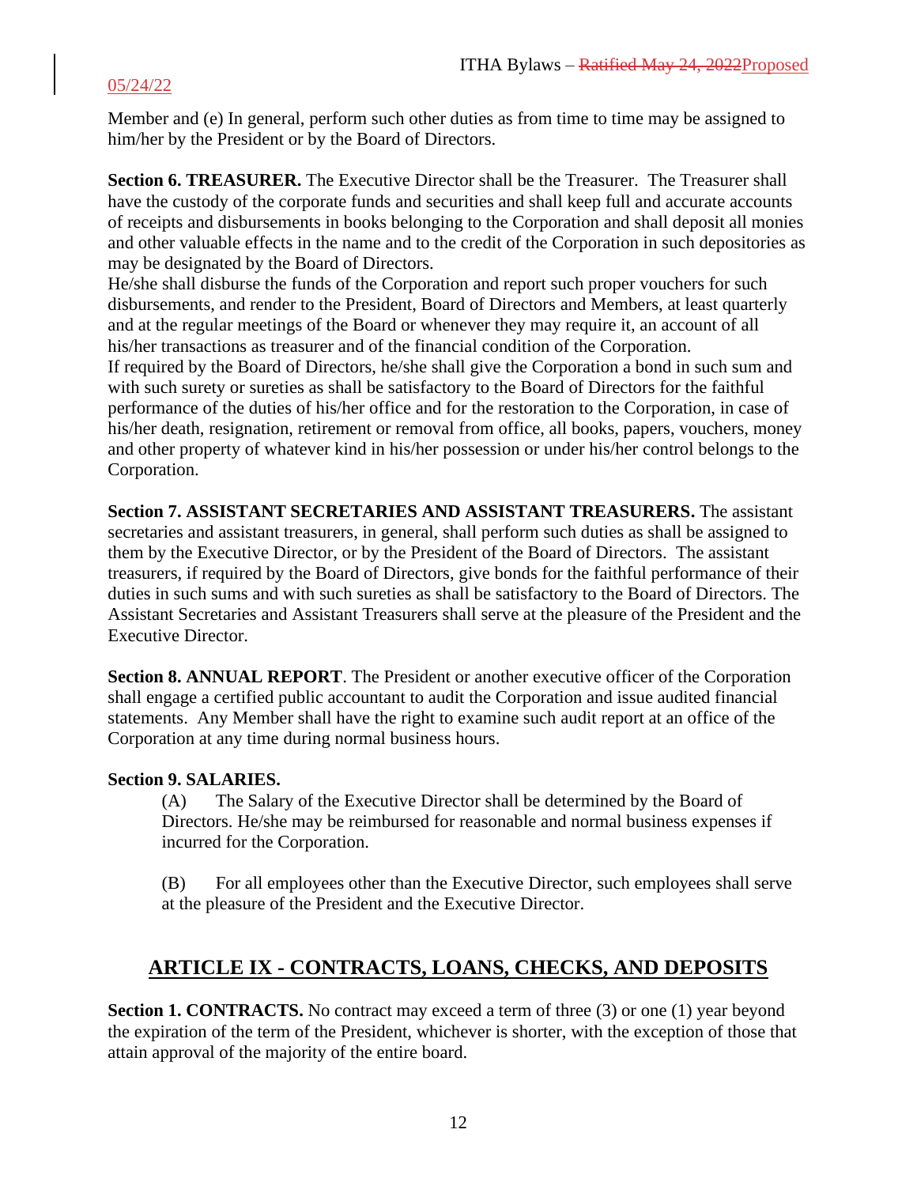Member and (e) In general, perform such other duties as from time to time may be assigned to him/her by the President or by the Board of Directors.

**Section 6. TREASURER.** The Executive Director shall be the Treasurer. The Treasurer shall have the custody of the corporate funds and securities and shall keep full and accurate accounts of receipts and disbursements in books belonging to the Corporation and shall deposit all monies and other valuable effects in the name and to the credit of the Corporation in such depositories as may be designated by the Board of Directors.
He/she shall disburse the funds of the Corporation and report such proper vouchers for such disbursements, and render to the President, Board of Directors and Members, at least quarterly and at the regular meetings of the Board or whenever they may require it, an account of all his/her transactions as treasurer and of the financial condition of the Corporation.
If required by the Board of Directors, he/she shall give the Corporation a bond in such sum and with such surety or sureties as shall be satisfactory to the Board of Directors for the faithful performance of the duties of his/her office and for the restoration to the Corporation, in case of his/her death, resignation, retirement or removal from office, all books, papers, vouchers, money and other property of whatever kind in his/her possession or under his/her control belongs to the Corporation.

**Section 7. ASSISTANT SECRETARIES AND ASSISTANT TREASURERS.** The assistant secretaries and assistant treasurers, in general, shall perform such duties as shall be assigned to them by the Executive Director, or by the President of the Board of Directors. The assistant treasurers, if required by the Board of Directors, give bonds for the faithful performance of their duties in such sums and with such sureties as shall be satisfactory to the Board of Directors. The Assistant Secretaries and Assistant Treasurers shall serve at the pleasure of the President and the Executive Director.

**Section 8. ANNUAL REPORT**. The President or another executive officer of the Corporation shall engage a certified public accountant to audit the Corporation and issue audited financial statements. Any Member shall have the right to examine such audit report at an office of the Corporation at any time during normal business hours.

**Section 9. SALARIES.**

(A) The Salary of the Executive Director shall be determined by the Board of Directors. He/she may be reimbursed for reasonable and normal business expenses if incurred for the Corporation.

(B) For all employees other than the Executive Director, such employees shall serve at the pleasure of the President and the Executive Director.

## ARTICLE IX - CONTRACTS, LOANS, CHECKS, AND DEPOSITS

**Section 1. CONTRACTS.** No contract may exceed a term of three (3) or one (1) year beyond the expiration of the term of the President, whichever is shorter, with the exception of those that attain approval of the majority of the entire board.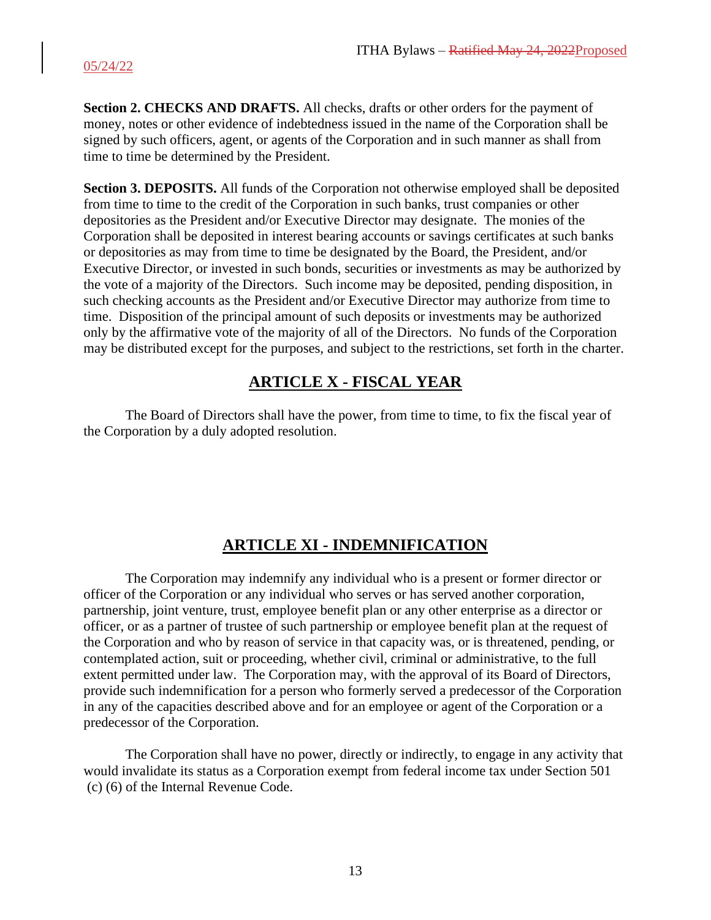**Section 2. CHECKS AND DRAFTS.** All checks, drafts or other orders for the payment of money, notes or other evidence of indebtedness issued in the name of the Corporation shall be signed by such officers, agent, or agents of the Corporation and in such manner as shall from time to time be determined by the President.

**Section 3. DEPOSITS.** All funds of the Corporation not otherwise employed shall be deposited from time to time to the credit of the Corporation in such banks, trust companies or other depositories as the President and/or Executive Director may designate. The monies of the Corporation shall be deposited in interest bearing accounts or savings certificates at such banks or depositories as may from time to time be designated by the Board, the President, and/or Executive Director, or invested in such bonds, securities or investments as may be authorized by the vote of a majority of the Directors. Such income may be deposited, pending disposition, in such checking accounts as the President and/or Executive Director may authorize from time to time. Disposition of the principal amount of such deposits or investments may be authorized only by the affirmative vote of the majority of all of the Directors. No funds of the Corporation may be distributed except for the purposes, and subject to the restrictions, set forth in the charter.

## ARTICLE X - FISCAL YEAR

The Board of Directors shall have the power, from time to time, to fix the fiscal year of the Corporation by a duly adopted resolution.

## ARTICLE XI - INDEMNIFICATION

The Corporation may indemnify any individual who is a present or former director or officer of the Corporation or any individual who serves or has served another corporation, partnership, joint venture, trust, employee benefit plan or any other enterprise as a director or officer, or as a partner of trustee of such partnership or employee benefit plan at the request of the Corporation and who by reason of service in that capacity was, or is threatened, pending, or contemplated action, suit or proceeding, whether civil, criminal or administrative, to the full extent permitted under law. The Corporation may, with the approval of its Board of Directors, provide such indemnification for a person who formerly served a predecessor of the Corporation in any of the capacities described above and for an employee or agent of the Corporation or a predecessor of the Corporation.

The Corporation shall have no power, directly or indirectly, to engage in any activity that would invalidate its status as a Corporation exempt from federal income tax under Section 501 (c) (6) of the Internal Revenue Code.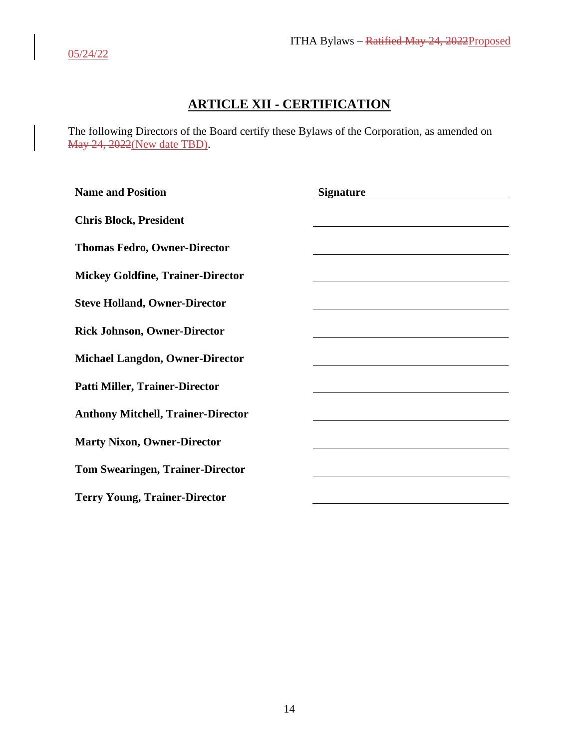## ARTICLE XII - CERTIFICATION

The following Directors of the Board certify these Bylaws of the Corporation, as amended on ~~May 24, 2022~~(New date TBD).

| Name and Position | Signature |
|---|---|
| **Chris Block, President** | |
| **Thomas Fedro, Owner-Director** | |
| **Mickey Goldfine, Trainer-Director** | |
| **Steve Holland, Owner-Director** | |
| **Rick Johnson, Owner-Director** | |
| **Michael Langdon, Owner-Director** | |
| **Patti Miller, Trainer-Director** | |
| **Anthony Mitchell, Trainer-Director** | |
| **Marty Nixon, Owner-Director** | |
| **Tom Swearingen, Trainer-Director** | |
| **Terry Young, Trainer-Director** | |